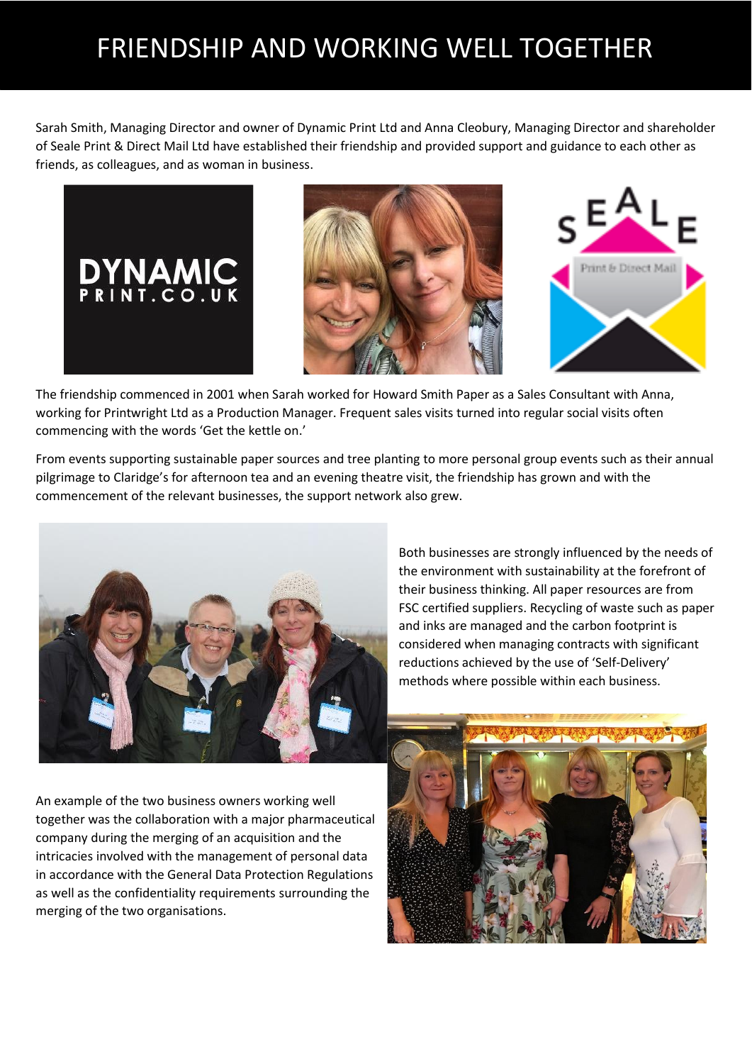# FRIENDSHIP AND WORKING WELL TOGETHER

Sarah Smith, Managing Director and owner of Dynamic Print Ltd and Anna Cleobury, Managing Director and shareholder of Seale Print & Direct Mail Ltd have established their friendship and provided support and guidance to each other as friends, as colleagues, and as woman in business.

The friendship commenced in 2001 when Sarah worked for Howard Smith Paper as a Sales Consultant with Anna, working for Printwright Ltd as a Production Manager. Frequent sales visits turned into regular social visits often commencing with the words 'Get the kettle on.'

From events supporting sustainable paper sources and tree planting to more personal group events such as their annual pilgrimage to Claridge's for afternoon tea and an evening theatre visit, the friendship has grown and with the commencement of the relevant businesses, the support network also grew.

Both businesses are strongly influenced by the needs of the environment with sustainability at the forefront of their business thinking. All paper resources are from FSC certified suppliers. Recycling of waste such as paper and inks are managed and the carbon footprint is considered when managing contracts with significant reductions achieved by the use of 'Self-Delivery' methods where possible within each business.

An example of the two business owners working well together was the collaboration with a major pharmaceutical company during the merging of an acquisition and the intricacies involved with the management of personal data in accordance with the General Data Protection Regulations as well as the confidentiality requirements surrounding the merging of the two organisations.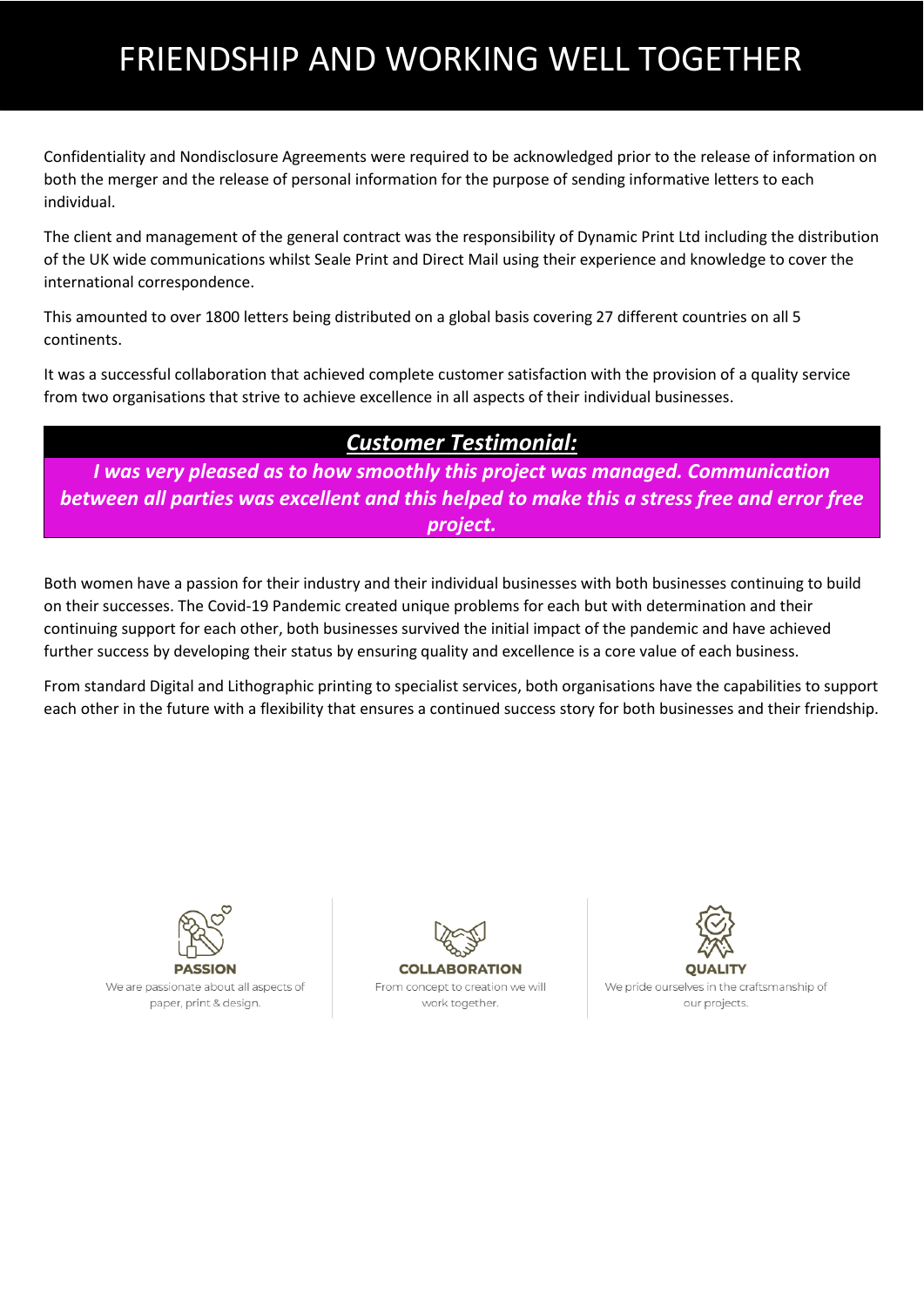# FRIENDSHIP AND WORKING WELL TOGETHER

Confidentiality and Nondisclosure Agreements were required to be acknowledged prior to the release of information on both the merger and the release of personal information for the purpose of sending informative letters to each individual.

The client and management of the general contract was the responsibility of Dynamic Print Ltd including the distribution of the UK wide communications whilst Seale Print and Direct Mail using their experience and knowledge to cover the international correspondence.

This amounted to over 1800 letters being distributed on a global basis covering 27 different countries on all 5 continents.

It was a successful collaboration that achieved complete customer satisfaction with the provision of a quality service from two organisations that strive to achieve excellence in all aspects of their individual businesses.

***Customer Testimonial:***

***I was very pleased as to how smoothly this project was managed. Communication between all parties was excellent and this helped to make this a stress free and error free project.***

Both women have a passion for their industry and their individual businesses with both businesses continuing to build on their successes. The Covid-19 Pandemic created unique problems for each but with determination and their continuing support for each other, both businesses survived the initial impact of the pandemic and have achieved further success by developing their status by ensuring quality and excellence is a core value of each business.

From standard Digital and Lithographic printing to specialist services, both organisations have the capabilities to support each other in the future with a flexibility that ensures a continued success story for both businesses and their friendship.

**PASSION**
We are passionate about all aspects of paper, print & design.

**COLLABORATION**
From concept to creation we will work together.

**QUALITY**
We pride ourselves in the craftsmanship of our projects.